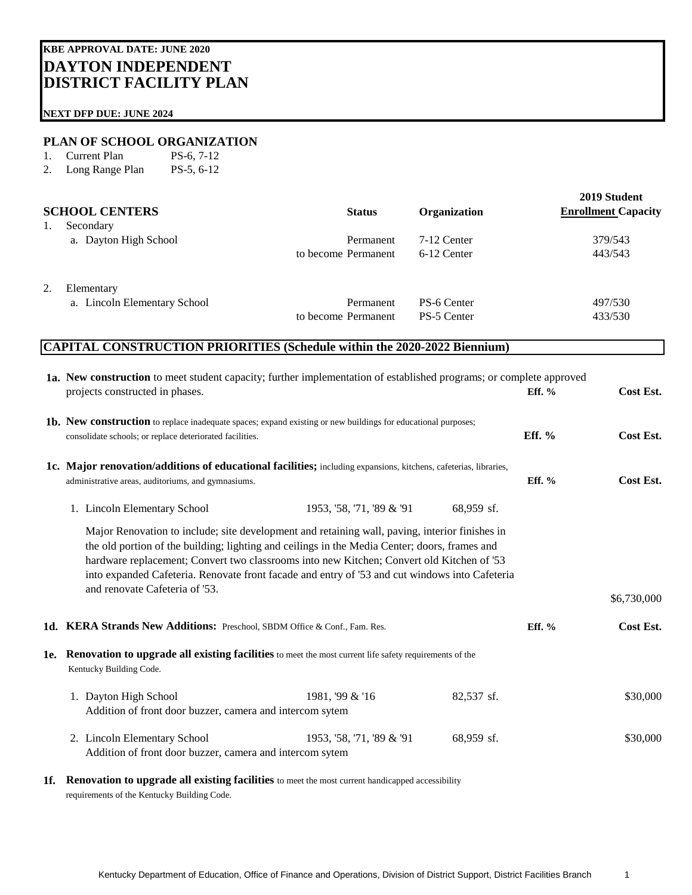**KBE APPROVAL DATE: JUNE 2020**

# DAYTON INDEPENDENT DISTRICT FACILITY PLAN

**NEXT DFP DUE: JUNE 2024**

## PLAN OF SCHOOL ORGANIZATION

1. Current Plan PS-6, 7-12
2. Long Range Plan PS-5, 6-12

| SCHOOL CENTERS | Status | Organization | 2019 Student Enrollment Capacity |
|---|---|---|---|
| 1. Secondary | | | |
| a. Dayton High School | Permanent | 7-12 Center | 379/543 |
| | to become Permanent | 6-12 Center | 443/543 |
| 2. Elementary | | | |
| a. Lincoln Elementary School | Permanent | PS-6 Center | 497/530 |
| | to become Permanent | PS-5 Center | 433/530 |

## CAPITAL CONSTRUCTION PRIORITIES (Schedule within the 2020-2022 Biennium)

**1a. New construction** to meet student capacity; further implementation of established programs; or complete approved projects constructed in phases. **Eff. %** **Cost Est.**

**1b. New construction** to replace inadequate spaces; expand existing or new buildings for educational purposes; consolidate schools; or replace deteriorated facilities. **Eff. %** **Cost Est.**

**1c. Major renovation/additions of educational facilities;** including expansions, kitchens, cafeterias, libraries, administrative areas, auditoriums, and gymnasiums. **Eff. %** **Cost Est.**

| | Years | Area | Eff. % | Cost Est. |
|---|---|---|---|---|
| 1. Lincoln Elementary School | 1953, '58, '71, '89 & '91 | 68,959 sf. | | |
| Major Renovation to include; site development and retaining wall, paving, interior finishes in the old portion of the building; lighting and ceilings in the Media Center; doors, frames and hardware replacement; Convert two classrooms into new Kitchen; Convert old Kitchen of '53 into expanded Cafeteria. Renovate front facade and entry of '53 and cut windows into Cafeteria and renovate Cafeteria of '53. | | | | $6,730,000 |

**1d. KERA Strands New Additions:** Preschool, SBDM Office & Conf., Fam. Res. **Eff. %** **Cost Est.**

**1e. Renovation to upgrade all existing facilities** to meet the most current life safety requirements of the Kentucky Building Code.

| | Years | Area | Eff. % | Cost Est. |
|---|---|---|---|---|
| 1. Dayton High School | 1981, '99 & '16 | 82,537 sf. | | $30,000 |
| Addition of front door buzzer, camera and intercom sytem | | | | |
| 2. Lincoln Elementary School | 1953, '58, '71, '89 & '91 | 68,959 sf. | | $30,000 |
| Addition of front door buzzer, camera and intercom sytem | | | | |

**1f. Renovation to upgrade all existing facilities** to meet the most current handicapped accessibility requirements of the Kentucky Building Code.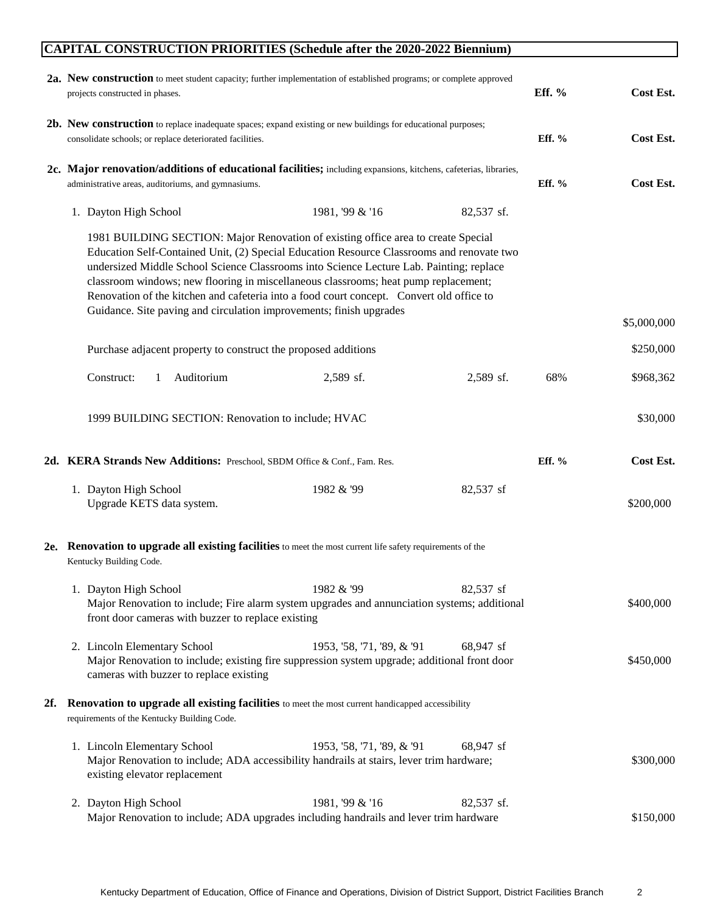## CAPITAL CONSTRUCTION PRIORITIES (Schedule after the 2020-2022 Biennium)

**2a. New construction** to meet student capacity; further implementation of established programs; or complete approved projects constructed in phases. — **Eff. %** — **Cost Est.**

**2b. New construction** to replace inadequate spaces; expand existing or new buildings for educational purposes; consolidate schools; or replace deteriorated facilities. — **Eff. %** — **Cost Est.**

**2c. Major renovation/additions of educational facilities;** including expansions, kitchens, cafeterias, libraries, administrative areas, auditoriums, and gymnasiums. — **Eff. %** — **Cost Est.**

| | | | Eff. % | Cost Est. |
|---|---|---|---|---|
| 1. Dayton High School | 1981, '99 & '16 | 82,537 sf. | | |
| 1981 BUILDING SECTION: Major Renovation of existing office area to create Special Education Self-Contained Unit, (2) Special Education Resource Classrooms and renovate two undersized Middle School Science Classrooms into Science Lecture Lab. Painting; replace classroom windows; new flooring in miscellaneous classrooms; heat pump replacement; Renovation of the kitchen and cafeteria into a food court concept. Convert old office to Guidance. Site paving and circulation improvements; finish upgrades | | | | $5,000,000 |
| Purchase adjacent property to construct the proposed additions | | | | $250,000 |
| Construct: 1 Auditorium | 2,589 sf. | 2,589 sf. | 68% | $968,362 |
| 1999 BUILDING SECTION: Renovation to include; HVAC | | | | $30,000 |

**2d. KERA Strands New Additions:** Preschool, SBDM Office & Conf., Fam. Res. — **Eff. %** — **Cost Est.**

| | | | Eff. % | Cost Est. |
|---|---|---|---|---|
| 1. Dayton High School<br>Upgrade KETS data system. | 1982 & '99 | 82,537 sf | | $200,000 |

**2e. Renovation to upgrade all existing facilities** to meet the most current life safety requirements of the Kentucky Building Code.

| | | | Cost Est. |
|---|---|---|---|
| 1. Dayton High School<br>Major Renovation to include; Fire alarm system upgrades and annunciation systems; additional front door cameras with buzzer to replace existing | 1982 & '99 | 82,537 sf | $400,000 |
| 2. Lincoln Elementary School<br>Major Renovation to include; existing fire suppression system upgrade; additional front door cameras with buzzer to replace existing | 1953, '58, '71, '89, & '91 | 68,947 sf | $450,000 |

**2f. Renovation to upgrade all existing facilities** to meet the most current handicapped accessibility requirements of the Kentucky Building Code.

| | | | Cost Est. |
|---|---|---|---|
| 1. Lincoln Elementary School<br>Major Renovation to include; ADA accessibility handrails at stairs, lever trim hardware; existing elevator replacement | 1953, '58, '71, '89, & '91 | 68,947 sf | $300,000 |
| 2. Dayton High School<br>Major Renovation to include; ADA upgrades including handrails and lever trim hardware | 1981, '99 & '16 | 82,537 sf. | $150,000 |

Kentucky Department of Education, Office of Finance and Operations, Division of District Support, District Facilities Branch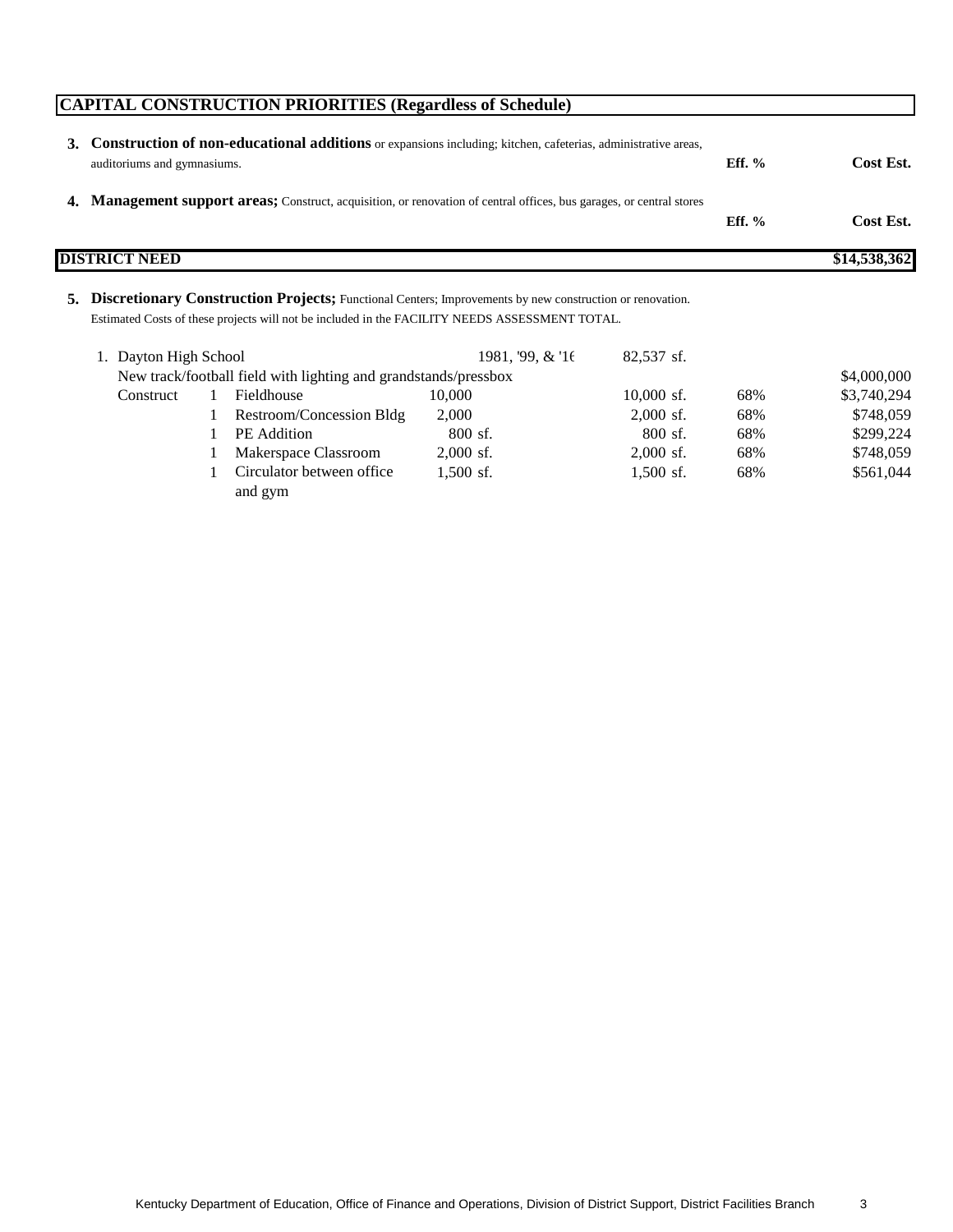## CAPITAL CONSTRUCTION PRIORITIES (Regardless of Schedule)

**3. Construction of non-educational additions** or expansions including; kitchen, cafeterias, administrative areas, auditoriums and gymnasiums.

| | **Eff. %** | **Cost Est.** |
|---|---|---|

**4. Management support areas;** Construct, acquisition, or renovation of central offices, bus garages, or central stores

| | **Eff. %** | **Cost Est.** |
|---|---|---|

| **DISTRICT NEED** | **$14,538,362** |
|---|---|

**5. Discretionary Construction Projects;** Functional Centers; Improvements by new construction or renovation.
Estimated Costs of these projects will not be included in the FACILITY NEEDS ASSESSMENT TOTAL.

| | | | | | | |
|---|---|---|---|---|---|---|
| 1. Dayton High School | | | 1981, '99, & '16 | 82,537 sf. | | |
| New track/football field with lighting and grandstands/pressbox | | | | | | $4,000,000 |
| Construct | 1 | Fieldhouse | 10,000 | 10,000 sf. | 68% | $3,740,294 |
| | 1 | Restroom/Concession Bldg | 2,000 | 2,000 sf. | 68% | $748,059 |
| | 1 | PE Addition | 800 sf. | 800 sf. | 68% | $299,224 |
| | 1 | Makerspace Classroom | 2,000 sf. | 2,000 sf. | 68% | $748,059 |
| | 1 | Circulator between office and gym | 1,500 sf. | 1,500 sf. | 68% | $561,044 |

Kentucky Department of Education, Office of Finance and Operations, Division of District Support, District Facilities Branch